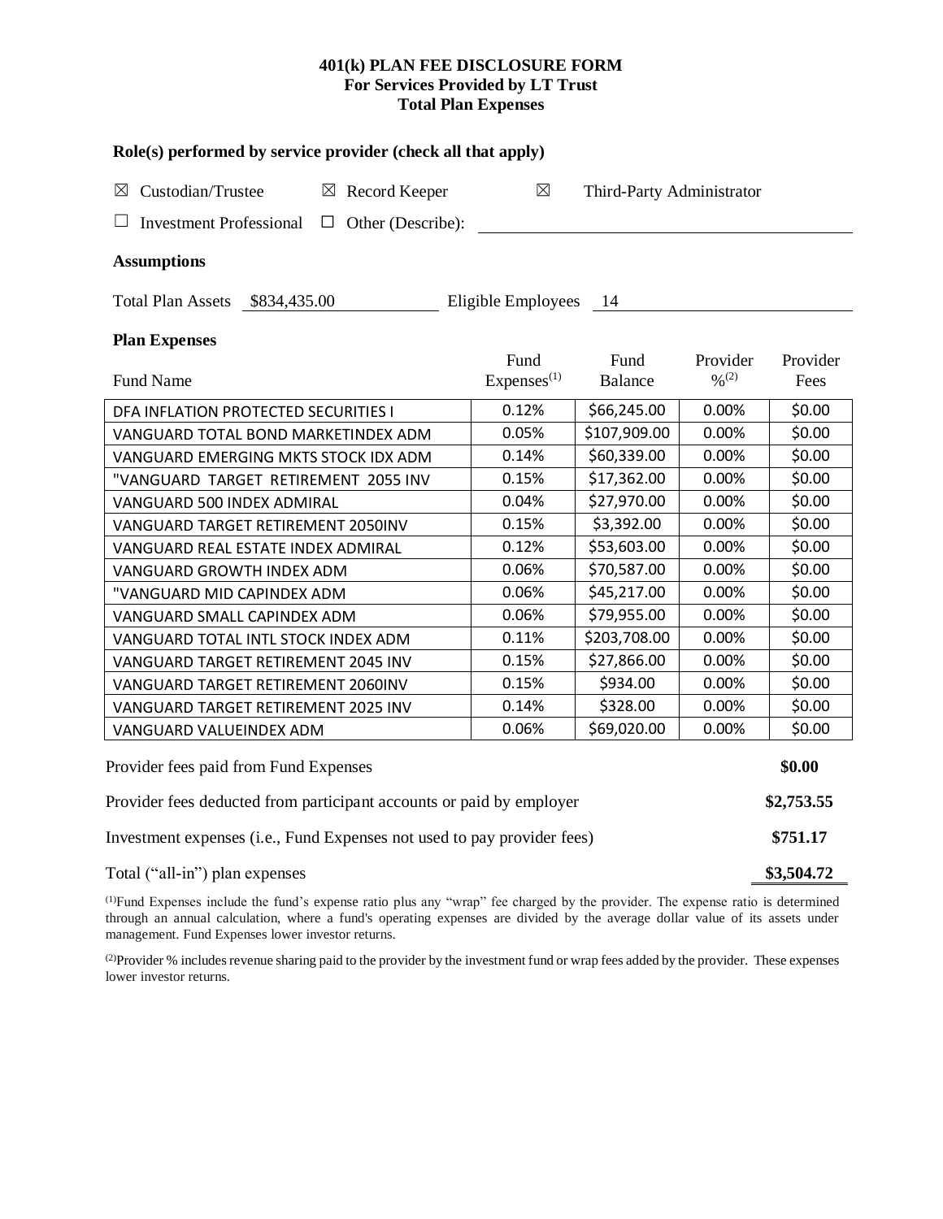# 401(k) PLAN FEE DISCLOSURE FORM
## For Services Provided by LT Trust
## Total Plan Expenses

### Role(s) performed by service provider (check all that apply)

☒ Custodian/Trustee ☒ Record Keeper ☒ Third-Party Administrator

☐ Investment Professional ☐ Other (Describe): ____________________

### Assumptions

Total Plan Assets $834,435.00 Eligible Employees 14

### Plan Expenses

| Fund Name | Fund Expenses[(1)] | Fund Balance | Provider %[(2)] | Provider Fees |
|---|---|---|---|---|
| DFA INFLATION PROTECTED SECURITIES I | 0.12% | $66,245.00 | 0.00% | $0.00 |
| VANGUARD TOTAL BOND MARKETINDEX ADM | 0.05% | $107,909.00 | 0.00% | $0.00 |
| VANGUARD EMERGING MKTS STOCK IDX ADM | 0.14% | $60,339.00 | 0.00% | $0.00 |
| "VANGUARD TARGET RETIREMENT 2055 INV | 0.15% | $17,362.00 | 0.00% | $0.00 |
| VANGUARD 500 INDEX ADMIRAL | 0.04% | $27,970.00 | 0.00% | $0.00 |
| VANGUARD TARGET RETIREMENT 2050INV | 0.15% | $3,392.00 | 0.00% | $0.00 |
| VANGUARD REAL ESTATE INDEX ADMIRAL | 0.12% | $53,603.00 | 0.00% | $0.00 |
| VANGUARD GROWTH INDEX ADM | 0.06% | $70,587.00 | 0.00% | $0.00 |
| "VANGUARD MID CAPINDEX ADM | 0.06% | $45,217.00 | 0.00% | $0.00 |
| VANGUARD SMALL CAPINDEX ADM | 0.06% | $79,955.00 | 0.00% | $0.00 |
| VANGUARD TOTAL INTL STOCK INDEX ADM | 0.11% | $203,708.00 | 0.00% | $0.00 |
| VANGUARD TARGET RETIREMENT 2045 INV | 0.15% | $27,866.00 | 0.00% | $0.00 |
| VANGUARD TARGET RETIREMENT 2060INV | 0.15% | $934.00 | 0.00% | $0.00 |
| VANGUARD TARGET RETIREMENT 2025 INV | 0.14% | $328.00 | 0.00% | $0.00 |
| VANGUARD VALUEINDEX ADM | 0.06% | $69,020.00 | 0.00% | $0.00 |

| | |
|---|---|
| Provider fees paid from Fund Expenses | **$0.00** |
| Provider fees deducted from participant accounts or paid by employer | **$2,753.55** |
| Investment expenses (i.e., Fund Expenses not used to pay provider fees) | **$751.17** |
| Total ("all-in") plan expenses | **$3,504.72** |

[(1)]Fund Expenses include the fund's expense ratio plus any "wrap" fee charged by the provider. The expense ratio is determined through an annual calculation, where a fund's operating expenses are divided by the average dollar value of its assets under management. Fund Expenses lower investor returns.

[(2)]Provider % includes revenue sharing paid to the provider by the investment fund or wrap fees added by the provider. These expenses lower investor returns.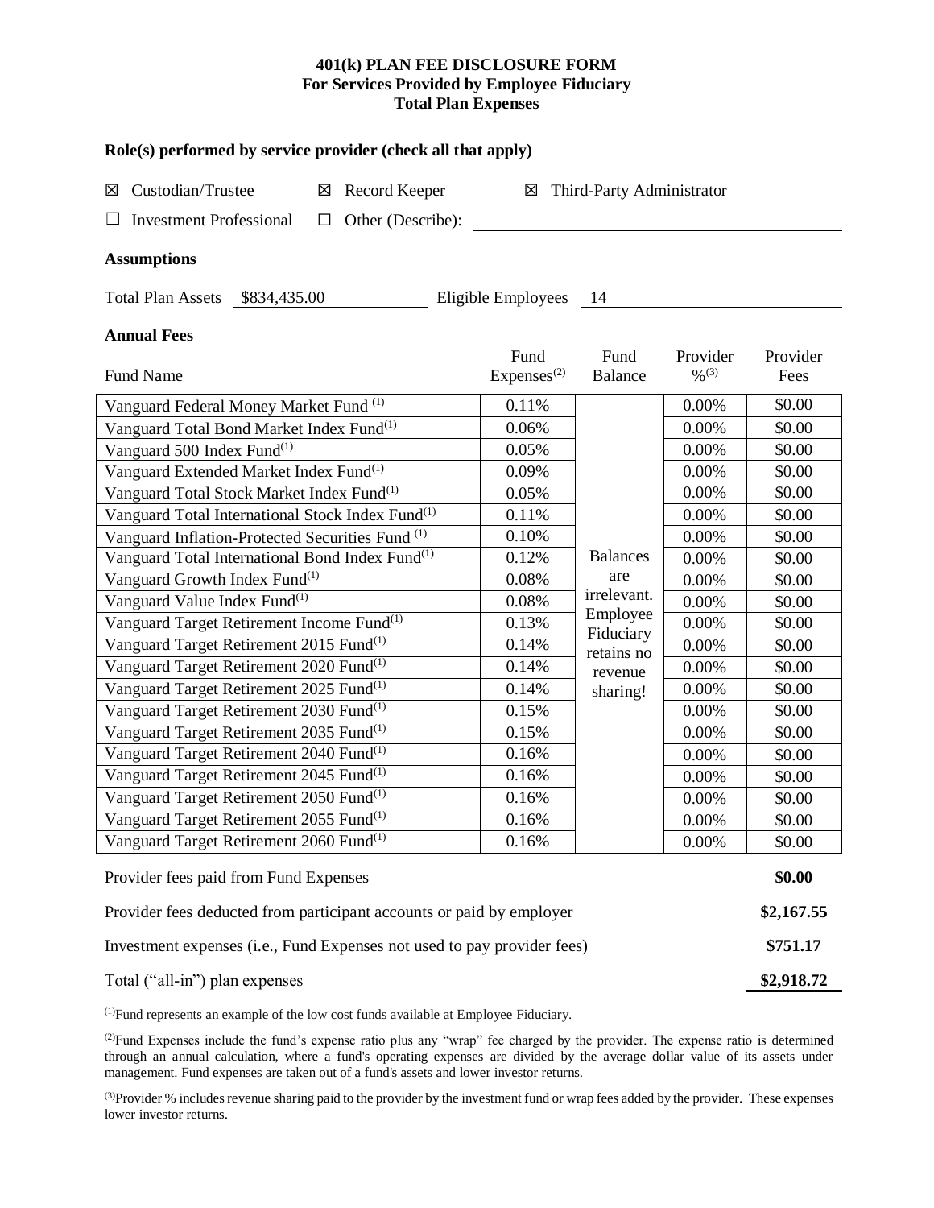**401(k) PLAN FEE DISCLOSURE FORM**
**For Services Provided by Employee Fiduciary**
**Total Plan Expenses**

### Role(s) performed by service provider (check all that apply)

☒ Custodian/Trustee ☒ Record Keeper ☒ Third-Party Administrator

☐ Investment Professional ☐ Other (Describe):

### Assumptions

Total Plan Assets $834,435.00 Eligible Employees 14

### Annual Fees

| Fund Name | Fund Expenses[2] | Fund Balance | Provider %[3] | Provider Fees |
|---|---|---|---|---|
| Vanguard Federal Money Market Fund [1] | 0.11% | Balances are irrelevant. Employee Fiduciary retains no revenue sharing! | 0.00% | $0.00 |
| Vanguard Total Bond Market Index Fund[1] | 0.06% | | 0.00% | $0.00 |
| Vanguard 500 Index Fund[1] | 0.05% | | 0.00% | $0.00 |
| Vanguard Extended Market Index Fund[1] | 0.09% | | 0.00% | $0.00 |
| Vanguard Total Stock Market Index Fund[1] | 0.05% | | 0.00% | $0.00 |
| Vanguard Total International Stock Index Fund[1] | 0.11% | | 0.00% | $0.00 |
| Vanguard Inflation-Protected Securities Fund [1] | 0.10% | | 0.00% | $0.00 |
| Vanguard Total International Bond Index Fund[1] | 0.12% | | 0.00% | $0.00 |
| Vanguard Growth Index Fund[1] | 0.08% | | 0.00% | $0.00 |
| Vanguard Value Index Fund[1] | 0.08% | | 0.00% | $0.00 |
| Vanguard Target Retirement Income Fund[1] | 0.13% | | 0.00% | $0.00 |
| Vanguard Target Retirement 2015 Fund[1] | 0.14% | | 0.00% | $0.00 |
| Vanguard Target Retirement 2020 Fund[1] | 0.14% | | 0.00% | $0.00 |
| Vanguard Target Retirement 2025 Fund[1] | 0.14% | | 0.00% | $0.00 |
| Vanguard Target Retirement 2030 Fund[1] | 0.15% | | 0.00% | $0.00 |
| Vanguard Target Retirement 2035 Fund[1] | 0.15% | | 0.00% | $0.00 |
| Vanguard Target Retirement 2040 Fund[1] | 0.16% | | 0.00% | $0.00 |
| Vanguard Target Retirement 2045 Fund[1] | 0.16% | | 0.00% | $0.00 |
| Vanguard Target Retirement 2050 Fund[1] | 0.16% | | 0.00% | $0.00 |
| Vanguard Target Retirement 2055 Fund[1] | 0.16% | | 0.00% | $0.00 |
| Vanguard Target Retirement 2060 Fund[1] | 0.16% | | 0.00% | $0.00 |

| | |
|---|---|
| Provider fees paid from Fund Expenses | **$0.00** |
| Provider fees deducted from participant accounts or paid by employer | **$2,167.55** |
| Investment expenses (i.e., Fund Expenses not used to pay provider fees) | **$751.17** |
| Total ("all-in") plan expenses | **$2,918.72** |

[1]Fund represents an example of the low cost funds available at Employee Fiduciary.

[2]Fund Expenses include the fund's expense ratio plus any "wrap" fee charged by the provider. The expense ratio is determined through an annual calculation, where a fund's operating expenses are divided by the average dollar value of its assets under management. Fund expenses are taken out of a fund's assets and lower investor returns.

[3]Provider % includes revenue sharing paid to the provider by the investment fund or wrap fees added by the provider. These expenses lower investor returns.